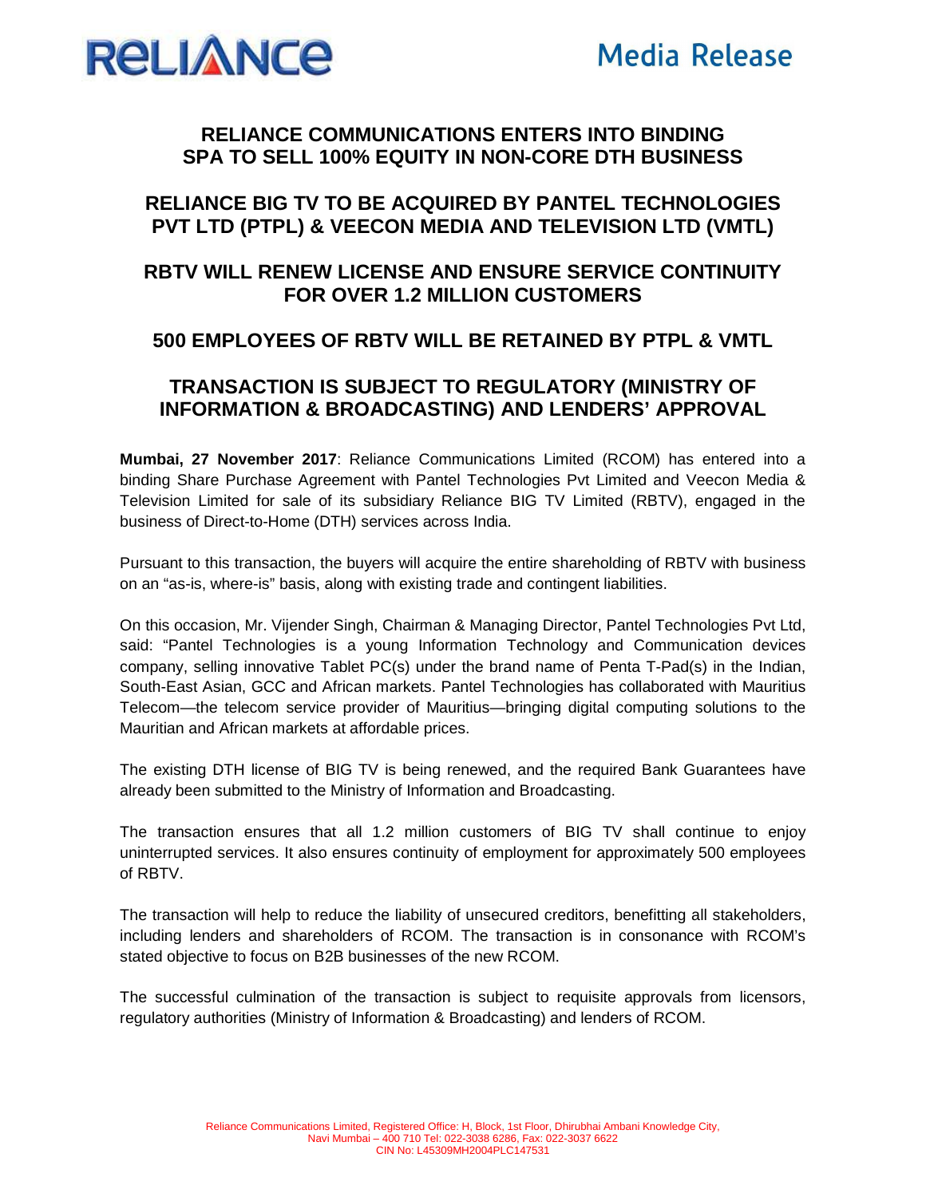RELIANCE

Media Release

# RELIANCE COMMUNICATIONS ENTERS INTO BINDING SPA TO SELL 100% EQUITY IN NON-CORE DTH BUSINESS

## RELIANCE BIG TV TO BE ACQUIRED BY PANTEL TECHNOLOGIES PVT LTD (PTPL) & VEECON MEDIA AND TELEVISION LTD (VMTL)

## RBTV WILL RENEW LICENSE AND ENSURE SERVICE CONTINUITY FOR OVER 1.2 MILLION CUSTOMERS

## 500 EMPLOYEES OF RBTV WILL BE RETAINED BY PTPL & VMTL

## TRANSACTION IS SUBJECT TO REGULATORY (MINISTRY OF INFORMATION & BROADCASTING) AND LENDERS' APPROVAL

**Mumbai, 27 November 2017**: Reliance Communications Limited (RCOM) has entered into a binding Share Purchase Agreement with Pantel Technologies Pvt Limited and Veecon Media & Television Limited for sale of its subsidiary Reliance BIG TV Limited (RBTV), engaged in the business of Direct-to-Home (DTH) services across India.

Pursuant to this transaction, the buyers will acquire the entire shareholding of RBTV with business on an "as-is, where-is" basis, along with existing trade and contingent liabilities.

On this occasion, Mr. Vijender Singh, Chairman & Managing Director, Pantel Technologies Pvt Ltd, said: "Pantel Technologies is a young Information Technology and Communication devices company, selling innovative Tablet PC(s) under the brand name of Penta T-Pad(s) in the Indian, South-East Asian, GCC and African markets. Pantel Technologies has collaborated with Mauritius Telecom—the telecom service provider of Mauritius—bringing digital computing solutions to the Mauritian and African markets at affordable prices.

The existing DTH license of BIG TV is being renewed, and the required Bank Guarantees have already been submitted to the Ministry of Information and Broadcasting.

The transaction ensures that all 1.2 million customers of BIG TV shall continue to enjoy uninterrupted services. It also ensures continuity of employment for approximately 500 employees of RBTV.

The transaction will help to reduce the liability of unsecured creditors, benefitting all stakeholders, including lenders and shareholders of RCOM. The transaction is in consonance with RCOM's stated objective to focus on B2B businesses of the new RCOM.

The successful culmination of the transaction is subject to requisite approvals from licensors, regulatory authorities (Ministry of Information & Broadcasting) and lenders of RCOM.

Reliance Communications Limited, Registered Office: H, Block, 1st Floor, Dhirubhai Ambani Knowledge City, Navi Mumbai – 400 710 Tel: 022-3038 6286, Fax: 022-3037 6622
CIN No: L45309MH2004PLC147531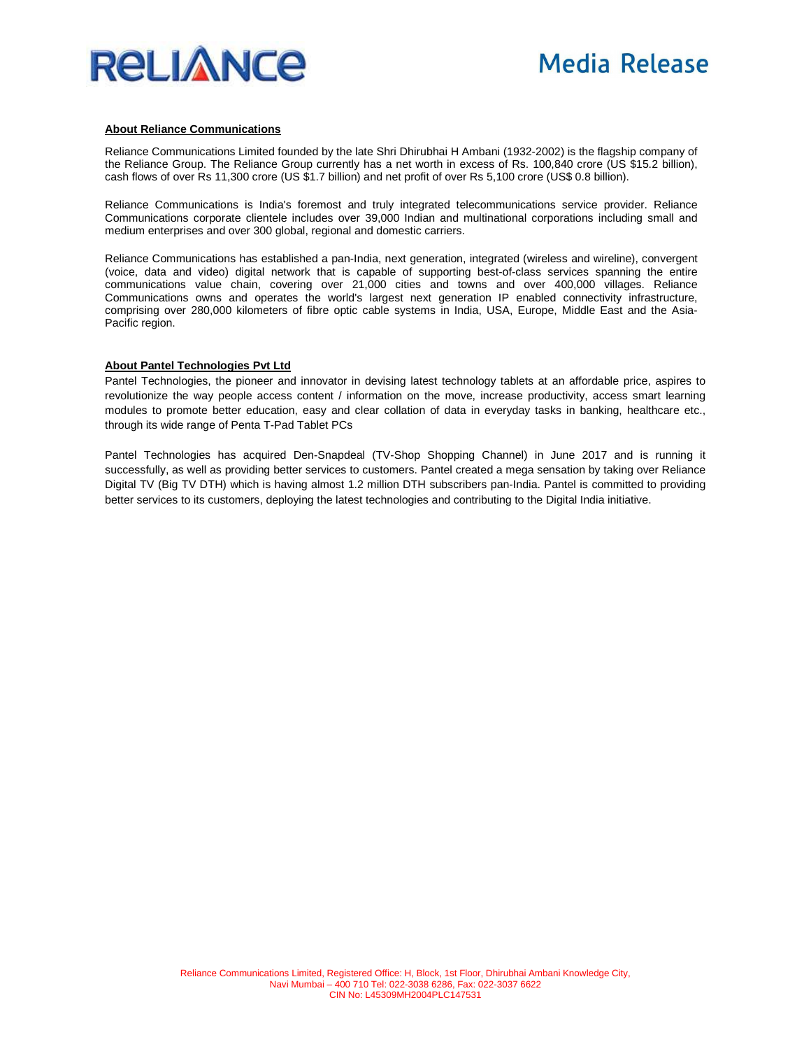**About Reliance Communications**

Reliance Communications Limited founded by the late Shri Dhirubhai H Ambani (1932-2002) is the flagship company of the Reliance Group. The Reliance Group currently has a net worth in excess of Rs. 100,840 crore (US $15.2 billion), cash flows of over Rs 11,300 crore (US $1.7 billion) and net profit of over Rs 5,100 crore (US$ 0.8 billion).

Reliance Communications is India's foremost and truly integrated telecommunications service provider. Reliance Communications corporate clientele includes over 39,000 Indian and multinational corporations including small and medium enterprises and over 300 global, regional and domestic carriers.

Reliance Communications has established a pan-India, next generation, integrated (wireless and wireline), convergent (voice, data and video) digital network that is capable of supporting best-of-class services spanning the entire communications value chain, covering over 21,000 cities and towns and over 400,000 villages. Reliance Communications owns and operates the world's largest next generation IP enabled connectivity infrastructure, comprising over 280,000 kilometers of fibre optic cable systems in India, USA, Europe, Middle East and the Asia-Pacific region.

**About Pantel Technologies Pvt Ltd**

Pantel Technologies, the pioneer and innovator in devising latest technology tablets at an affordable price, aspires to revolutionize the way people access content / information on the move, increase productivity, access smart learning modules to promote better education, easy and clear collation of data in everyday tasks in banking, healthcare etc., through its wide range of Penta T-Pad Tablet PCs

Pantel Technologies has acquired Den-Snapdeal (TV-Shop Shopping Channel) in June 2017 and is running it successfully, as well as providing better services to customers. Pantel created a mega sensation by taking over Reliance Digital TV (Big TV DTH) which is having almost 1.2 million DTH subscribers pan-India. Pantel is committed to providing better services to its customers, deploying the latest technologies and contributing to the Digital India initiative.